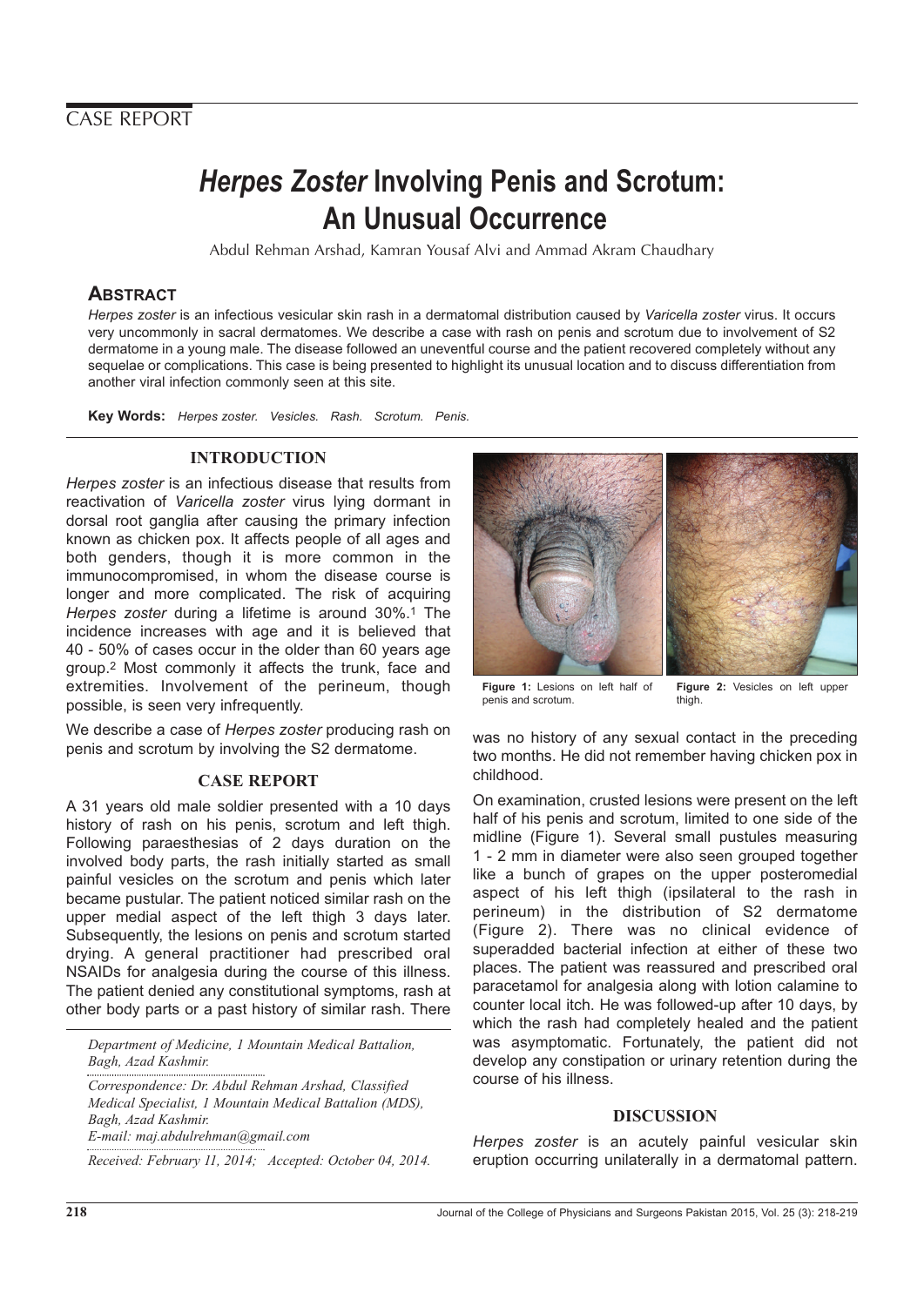CASE REPORT

# *Herpes Zoster* Involving Penis and Scrotum: An Unusual Occurrence

Abdul Rehman Arshad, Kamran Yousaf Alvi and Ammad Akram Chaudhary

## ABSTRACT

*Herpes zoster* is an infectious vesicular skin rash in a dermatomal distribution caused by *Varicella zoster* virus. It occurs very uncommonly in sacral dermatomes. We describe a case with rash on penis and scrotum due to involvement of S2 dermatome in a young male. The disease followed an uneventful course and the patient recovered completely without any sequelae or complications. This case is being presented to highlight its unusual location and to discuss differentiation from another viral infection commonly seen at this site.

**Key Words:** *Herpes zoster. Vesicles. Rash. Scrotum. Penis.*

## INTRODUCTION

*Herpes zoster* is an infectious disease that results from reactivation of *Varicella zoster* virus lying dormant in dorsal root ganglia after causing the primary infection known as chicken pox. It affects people of all ages and both genders, though it is more common in the immunocompromised, in whom the disease course is longer and more complicated. The risk of acquiring *Herpes zoster* during a lifetime is around 30%.[1] The incidence increases with age and it is believed that 40 - 50% of cases occur in the older than 60 years age group.[2] Most commonly it affects the trunk, face and extremities. Involvement of the perineum, though possible, is seen very infrequently.

We describe a case of *Herpes zoster* producing rash on penis and scrotum by involving the S2 dermatome.

## CASE REPORT

A 31 years old male soldier presented with a 10 days history of rash on his penis, scrotum and left thigh. Following paraesthesias of 2 days duration on the involved body parts, the rash initially started as small painful vesicles on the scrotum and penis which later became pustular. The patient noticed similar rash on the upper medial aspect of the left thigh 3 days later. Subsequently, the lesions on penis and scrotum started drying. A general practitioner had prescribed oral NSAIDs for analgesia during the course of this illness. The patient denied any constitutional symptoms, rash at other body parts or a past history of similar rash. There was no history of any sexual contact in the preceding two months. He did not remember having chicken pox in childhood.

*Department of Medicine, 1 Mountain Medical Battalion, Bagh, Azad Kashmir.*

*Correspondence: Dr. Abdul Rehman Arshad, Classified Medical Specialist, 1 Mountain Medical Battalion (MDS), Bagh, Azad Kashmir.*
*E-mail: maj.abdulrehman@gmail.com*

*Received: February 11, 2014; Accepted: October 04, 2014.*

**Figure 1:** Lesions on left half of penis and scrotum.

**Figure 2:** Vesicles on left upper thigh.

On examination, crusted lesions were present on the left half of his penis and scrotum, limited to one side of the midline (Figure 1). Several small pustules measuring 1 - 2 mm in diameter were also seen grouped together like a bunch of grapes on the upper posteromedial aspect of his left thigh (ipsilateral to the rash in perineum) in the distribution of S2 dermatome (Figure 2). There was no clinical evidence of superadded bacterial infection at either of these two places. The patient was reassured and prescribed oral paracetamol for analgesia along with lotion calamine to counter local itch. He was followed-up after 10 days, by which the rash had completely healed and the patient was asymptomatic. Fortunately, the patient did not develop any constipation or urinary retention during the course of his illness.

## DISCUSSION

*Herpes zoster* is an acutely painful vesicular skin eruption occurring unilaterally in a dermatomal pattern.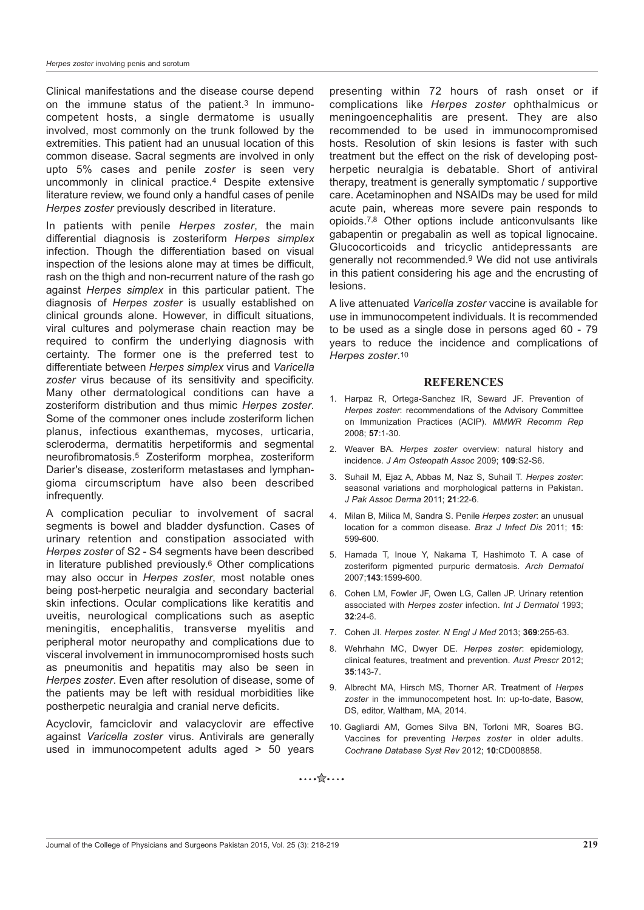Clinical manifestations and the disease course depend on the immune status of the patient.[3] In immunocompetent hosts, a single dermatome is usually involved, most commonly on the trunk followed by the extremities. This patient had an unusual location of this common disease. Sacral segments are involved in only upto 5% cases and penile *zoster* is seen very uncommonly in clinical practice.[4] Despite extensive literature review, we found only a handful cases of penile *Herpes zoster* previously described in literature.

In patients with penile *Herpes zoster*, the main differential diagnosis is zosteriform *Herpes simplex* infection. Though the differentiation based on visual inspection of the lesions alone may at times be difficult, rash on the thigh and non-recurrent nature of the rash go against *Herpes simplex* in this particular patient. The diagnosis of *Herpes zoster* is usually established on clinical grounds alone. However, in difficult situations, viral cultures and polymerase chain reaction may be required to confirm the underlying diagnosis with certainty. The former one is the preferred test to differentiate between *Herpes simplex* virus and *Varicella zoster* virus because of its sensitivity and specificity. Many other dermatological conditions can have a zosteriform distribution and thus mimic *Herpes zoster*. Some of the commoner ones include zosteriform lichen planus, infectious exanthemas, mycoses, urticaria, scleroderma, dermatitis herpetiformis and segmental neurofibromatosis.[5] Zosteriform morphea, zosteriform Darier's disease, zosteriform metastases and lymphangioma circumscriptum have also been described infrequently.

A complication peculiar to involvement of sacral segments is bowel and bladder dysfunction. Cases of urinary retention and constipation associated with *Herpes zoster* of S2 - S4 segments have been described in literature published previously.[6] Other complications may also occur in *Herpes zoster*, most notable ones being post-herpetic neuralgia and secondary bacterial skin infections. Ocular complications like keratitis and uveitis, neurological complications such as aseptic meningitis, encephalitis, transverse myelitis and peripheral motor neuropathy and complications due to visceral involvement in immunocompromised hosts such as pneumonitis and hepatitis may also be seen in *Herpes zoster*. Even after resolution of disease, some of the patients may be left with residual morbidities like postherpetic neuralgia and cranial nerve deficits.

Acyclovir, famciclovir and valacyclovir are effective against *Varicella zoster* virus. Antivirals are generally used in immunocompetent adults aged > 50 years presenting within 72 hours of rash onset or if complications like *Herpes zoster* ophthalmicus or meningoencephalitis are present. They are also recommended to be used in immunocompromised hosts. Resolution of skin lesions is faster with such treatment but the effect on the risk of developing post-herpetic neuralgia is debatable. Short of antiviral therapy, treatment is generally symptomatic / supportive care. Acetaminophen and NSAIDs may be used for mild acute pain, whereas more severe pain responds to opioids.[7,8] Other options include anticonvulsants like gabapentin or pregabalin as well as topical lignocaine. Glucocorticoids and tricyclic antidepressants are generally not recommended.[9] We did not use antivirals in this patient considering his age and the encrusting of lesions.

A live attenuated *Varicella zoster* vaccine is available for use in immunocompetent individuals. It is recommended to be used as a single dose in persons aged 60 - 79 years to reduce the incidence and complications of *Herpes zoster*.[10]

## REFERENCES

1. Harpaz R, Ortega-Sanchez IR, Seward JF. Prevention of *Herpes zoster*: recommendations of the Advisory Committee on Immunization Practices (ACIP). *MMWR Recomm Rep* 2008; **57**:1-30.
2. Weaver BA. *Herpes zoster* overview: natural history and incidence. *J Am Osteopath Assoc* 2009; **109**:S2-S6.
3. Suhail M, Ejaz A, Abbas M, Naz S, Suhail T. *Herpes zoster*: seasonal variations and morphological patterns in Pakistan. *J Pak Assoc Derma* 2011; **21**:22-6.
4. Milan B, Milica M, Sandra S. Penile *Herpes zoster*: an unusual location for a common disease. *Braz J Infect Dis* 2011; **15**: 599-600.
5. Hamada T, Inoue Y, Nakama T, Hashimoto T. A case of zosteriform pigmented purpuric dermatosis. *Arch Dermatol* 2007;**143**:1599-600.
6. Cohen LM, Fowler JF, Owen LG, Callen JP. Urinary retention associated with *Herpes zoster* infection. *Int J Dermatol* 1993; **32**:24-6.
7. Cohen JI. *Herpes zoster. N Engl J Med* 2013; **369**:255-63.
8. Wehrhahn MC, Dwyer DE. *Herpes zoster*: epidemiology, clinical features, treatment and prevention. *Aust Prescr* 2012; **35**:143-7.
9. Albrecht MA, Hirsch MS, Thorner AR. Treatment of *Herpes zoster* in the immunocompetent host. In: up-to-date, Basow, DS, editor, Waltham, MA, 2014.
10. Gagliardi AM, Gomes Silva BN, Torloni MR, Soares BG. Vaccines for preventing *Herpes zoster* in older adults. *Cochrane Database Syst Rev* 2012; **10**:CD008858.